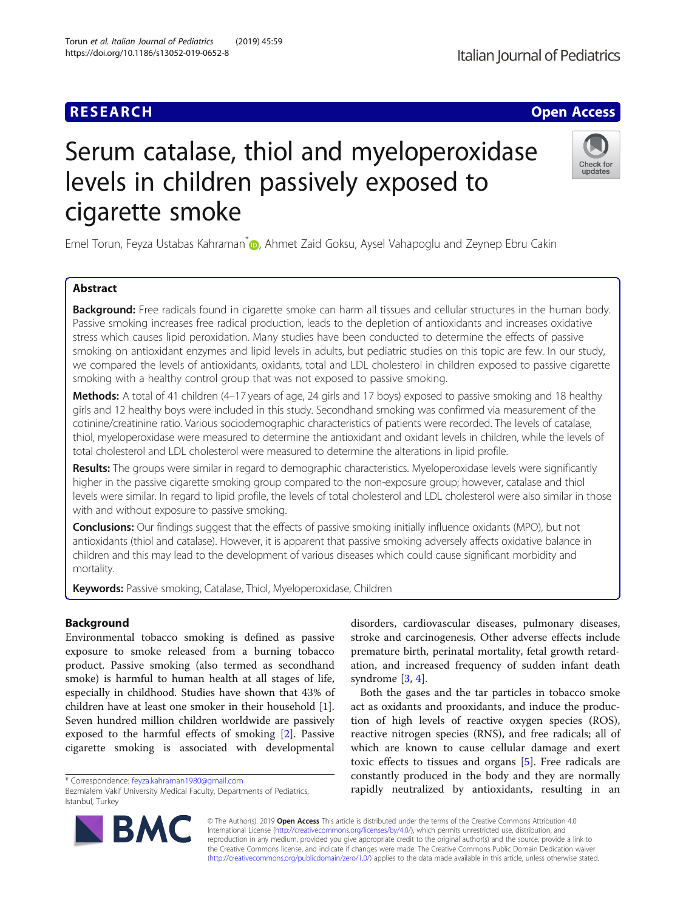RESEARCH

Open Access

# Serum catalase, thiol and myeloperoxidase levels in children passively exposed to cigarette smoke

Emel Torun, Feyza Ustabas Kahraman*, Ahmet Zaid Goksu, Aysel Vahapoglu and Zeynep Ebru Cakin

## Abstract

**Background:** Free radicals found in cigarette smoke can harm all tissues and cellular structures in the human body. Passive smoking increases free radical production, leads to the depletion of antioxidants and increases oxidative stress which causes lipid peroxidation. Many studies have been conducted to determine the effects of passive smoking on antioxidant enzymes and lipid levels in adults, but pediatric studies on this topic are few. In our study, we compared the levels of antioxidants, oxidants, total and LDL cholesterol in children exposed to passive cigarette smoking with a healthy control group that was not exposed to passive smoking.

**Methods:** A total of 41 children (4–17 years of age, 24 girls and 17 boys) exposed to passive smoking and 18 healthy girls and 12 healthy boys were included in this study. Secondhand smoking was confirmed via measurement of the cotinine/creatinine ratio. Various sociodemographic characteristics of patients were recorded. The levels of catalase, thiol, myeloperoxidase were measured to determine the antioxidant and oxidant levels in children, while the levels of total cholesterol and LDL cholesterol were measured to determine the alterations in lipid profile.

**Results:** The groups were similar in regard to demographic characteristics. Myeloperoxidase levels were significantly higher in the passive cigarette smoking group compared to the non-exposure group; however, catalase and thiol levels were similar. In regard to lipid profile, the levels of total cholesterol and LDL cholesterol were also similar in those with and without exposure to passive smoking.

**Conclusions:** Our findings suggest that the effects of passive smoking initially influence oxidants (MPO), but not antioxidants (thiol and catalase). However, it is apparent that passive smoking adversely affects oxidative balance in children and this may lead to the development of various diseases which could cause significant morbidity and mortality.

**Keywords:** Passive smoking, Catalase, Thiol, Myeloperoxidase, Children

## Background

Environmental tobacco smoking is defined as passive exposure to smoke released from a burning tobacco product. Passive smoking (also termed as secondhand smoke) is harmful to human health at all stages of life, especially in childhood. Studies have shown that 43% of children have at least one smoker in their household [1]. Seven hundred million children worldwide are passively exposed to the harmful effects of smoking [2]. Passive cigarette smoking is associated with developmental disorders, cardiovascular diseases, pulmonary diseases, stroke and carcinogenesis. Other adverse effects include premature birth, perinatal mortality, fetal growth retardation, and increased frequency of sudden infant death syndrome [3, 4].

Both the gases and the tar particles in tobacco smoke act as oxidants and prooxidants, and induce the production of high levels of reactive oxygen species (ROS), reactive nitrogen species (RNS), and free radicals; all of which are known to cause cellular damage and exert toxic effects to tissues and organs [5]. Free radicals are constantly produced in the body and they are normally rapidly neutralized by antioxidants, resulting in an

* Correspondence: feyza.kahraman1980@gmail.com
Bezmialem Vakif University Medical Faculty, Departments of Pediatrics, Istanbul, Turkey

© The Author(s). 2019 **Open Access** This article is distributed under the terms of the Creative Commons Attribution 4.0 International License (http://creativecommons.org/licenses/by/4.0/), which permits unrestricted use, distribution, and reproduction in any medium, provided you give appropriate credit to the original author(s) and the source, provide a link to the Creative Commons license, and indicate if changes were made. The Creative Commons Public Domain Dedication waiver (http://creativecommons.org/publicdomain/zero/1.0/) applies to the data made available in this article, unless otherwise stated.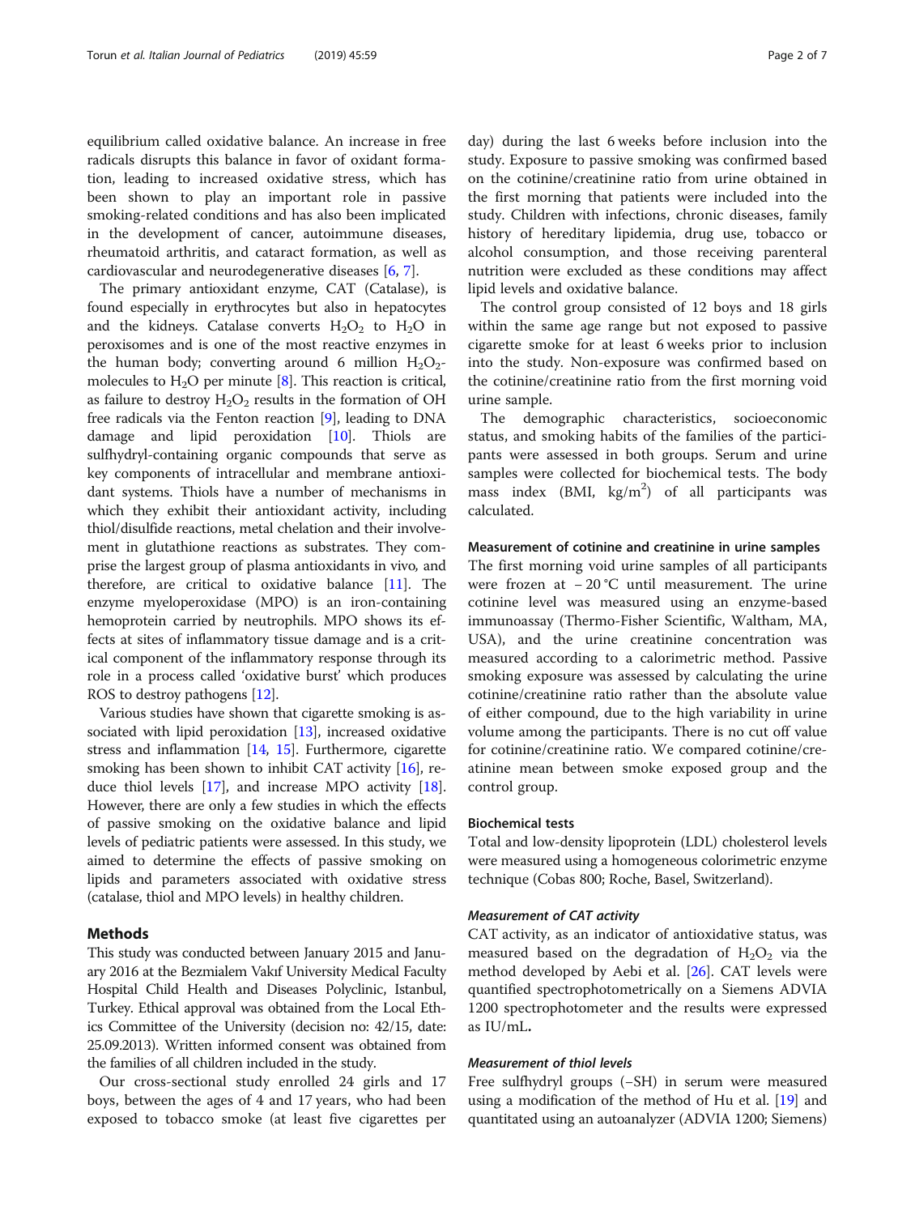equilibrium called oxidative balance. An increase in free radicals disrupts this balance in favor of oxidant formation, leading to increased oxidative stress, which has been shown to play an important role in passive smoking-related conditions and has also been implicated in the development of cancer, autoimmune diseases, rheumatoid arthritis, and cataract formation, as well as cardiovascular and neurodegenerative diseases [6, 7].

The primary antioxidant enzyme, CAT (Catalase), is found especially in erythrocytes but also in hepatocytes and the kidneys. Catalase converts $H_2O_2$ to $H_2O$ in peroxisomes and is one of the most reactive enzymes in the human body; converting around 6 million $H_2O_2$-molecules to $H_2O$ per minute [8]. This reaction is critical, as failure to destroy $H_2O_2$ results in the formation of OH free radicals via the Fenton reaction [9], leading to DNA damage and lipid peroxidation [10]. Thiols are sulfhydryl-containing organic compounds that serve as key components of intracellular and membrane antioxidant systems. Thiols have a number of mechanisms in which they exhibit their antioxidant activity, including thiol/disulfide reactions, metal chelation and their involvement in glutathione reactions as substrates. They comprise the largest group of plasma antioxidants in vivo, and therefore, are critical to oxidative balance [11]. The enzyme myeloperoxidase (MPO) is an iron-containing hemoprotein carried by neutrophils. MPO shows its effects at sites of inflammatory tissue damage and is a critical component of the inflammatory response through its role in a process called 'oxidative burst' which produces ROS to destroy pathogens [12].

Various studies have shown that cigarette smoking is associated with lipid peroxidation [13], increased oxidative stress and inflammation [14, 15]. Furthermore, cigarette smoking has been shown to inhibit CAT activity [16], reduce thiol levels [17], and increase MPO activity [18]. However, there are only a few studies in which the effects of passive smoking on the oxidative balance and lipid levels of pediatric patients were assessed. In this study, we aimed to determine the effects of passive smoking on lipids and parameters associated with oxidative stress (catalase, thiol and MPO levels) in healthy children.

## Methods

This study was conducted between January 2015 and January 2016 at the Bezmialem Vakıf University Medical Faculty Hospital Child Health and Diseases Polyclinic, Istanbul, Turkey. Ethical approval was obtained from the Local Ethics Committee of the University (decision no: 42/15, date: 25.09.2013). Written informed consent was obtained from the families of all children included in the study.

Our cross-sectional study enrolled 24 girls and 17 boys, between the ages of 4 and 17 years, who had been exposed to tobacco smoke (at least five cigarettes per day) during the last 6 weeks before inclusion into the study. Exposure to passive smoking was confirmed based on the cotinine/creatinine ratio from urine obtained in the first morning that patients were included into the study. Children with infections, chronic diseases, family history of hereditary lipidemia, drug use, tobacco or alcohol consumption, and those receiving parenteral nutrition were excluded as these conditions may affect lipid levels and oxidative balance.

The control group consisted of 12 boys and 18 girls within the same age range but not exposed to passive cigarette smoke for at least 6 weeks prior to inclusion into the study. Non-exposure was confirmed based on the cotinine/creatinine ratio from the first morning void urine sample.

The demographic characteristics, socioeconomic status, and smoking habits of the families of the participants were assessed in both groups. Serum and urine samples were collected for biochemical tests. The body mass index (BMI, $kg/m^2$) of all participants was calculated.

### Measurement of cotinine and creatinine in urine samples

The first morning void urine samples of all participants were frozen at −20 °C until measurement. The urine cotinine level was measured using an enzyme-based immunoassay (Thermo-Fisher Scientific, Waltham, MA, USA), and the urine creatinine concentration was measured according to a calorimetric method. Passive smoking exposure was assessed by calculating the urine cotinine/creatinine ratio rather than the absolute value of either compound, due to the high variability in urine volume among the participants. There is no cut off value for cotinine/creatinine ratio. We compared cotinine/creatinine mean between smoke exposed group and the control group.

### Biochemical tests

Total and low-density lipoprotein (LDL) cholesterol levels were measured using a homogeneous colorimetric enzyme technique (Cobas 800; Roche, Basel, Switzerland).

#### *Measurement of CAT activity*

CAT activity, as an indicator of antioxidative status, was measured based on the degradation of $H_2O_2$ via the method developed by Aebi et al. [26]. CAT levels were quantified spectrophotometrically on a Siemens ADVIA 1200 spectrophotometer and the results were expressed as IU/mL.

#### *Measurement of thiol levels*

Free sulfhydryl groups (−SH) in serum were measured using a modification of the method of Hu et al. [19] and quantitated using an autoanalyzer (ADVIA 1200; Siemens)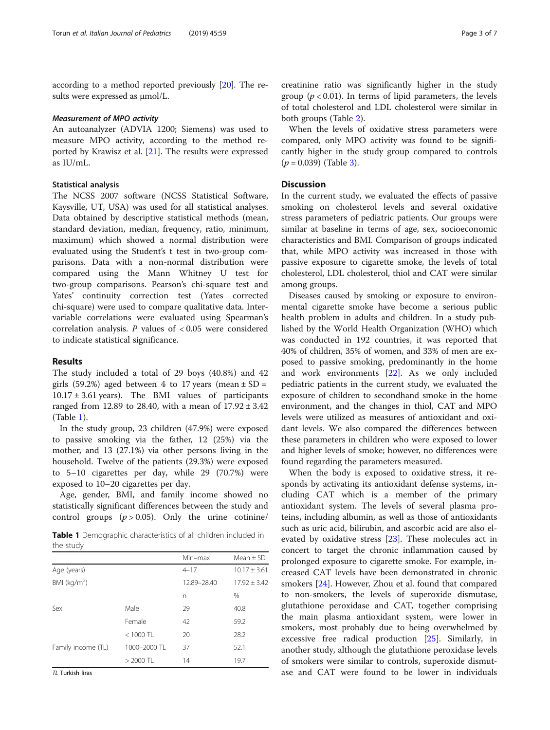according to a method reported previously [20]. The results were expressed as μmol/L.

#### *Measurement of MPO activity*

An autoanalyzer (ADVIA 1200; Siemens) was used to measure MPO activity, according to the method reported by Krawisz et al. [21]. The results were expressed as IU/mL.

### Statistical analysis

The NCSS 2007 software (NCSS Statistical Software, Kaysville, UT, USA) was used for all statistical analyses. Data obtained by descriptive statistical methods (mean, standard deviation, median, frequency, ratio, minimum, maximum) which showed a normal distribution were evaluated using the Student's t test in two-group comparisons. Data with a non-normal distribution were compared using the Mann Whitney U test for two-group comparisons. Pearson's chi-square test and Yates' continuity correction test (Yates corrected chi-square) were used to compare qualitative data. Intervariable correlations were evaluated using Spearman's correlation analysis. *P* values of $< 0.05$ were considered to indicate statistical significance.

## Results

The study included a total of 29 boys (40.8%) and 42 girls (59.2%) aged between 4 to 17 years (mean ± SD = 10.17 ± 3.61 years). The BMI values of participants ranged from 12.89 to 28.40, with a mean of 17.92 ± 3.42 (Table 1).

In the study group, 23 children (47.9%) were exposed to passive smoking via the father, 12 (25%) via the mother, and 13 (27.1%) via other persons living in the household. Twelve of the patients (29.3%) were exposed to 5–10 cigarettes per day, while 29 (70.7%) were exposed to 10–20 cigarettes per day.

Age, gender, BMI, and family income showed no statistically significant differences between the study and control groups ($p > 0.05$). Only the urine cotinine/creatinine ratio was significantly higher in the study group ($p < 0.01$). In terms of lipid parameters, the levels of total cholesterol and LDL cholesterol were similar in both groups (Table 2).

When the levels of oxidative stress parameters were compared, only MPO activity was found to be significantly higher in the study group compared to controls ($p = 0.039$) (Table 3).

**Table 1** Demographic characteristics of all children included in the study

| | | Min–max | Mean ± SD |
|---|---|---|---|
| Age (years) | | 4–17 | 10.17 ± 3.61 |
| BMI (kg/m$^2$) | | 12.89–28.40 | 17.92 ± 3.42 |
| | | n | % |
| Sex | Male | 29 | 40.8 |
| | Female | 42 | 59.2 |
| Family income (TL) | < 1000 TL | 20 | 28.2 |
| | 1000–2000 TL | 37 | 52.1 |
| | > 2000 TL | 14 | 19.7 |

*TL* Turkish liras

## Discussion

In the current study, we evaluated the effects of passive smoking on cholesterol levels and several oxidative stress parameters of pediatric patients. Our groups were similar at baseline in terms of age, sex, socioeconomic characteristics and BMI. Comparison of groups indicated that, while MPO activity was increased in those with passive exposure to cigarette smoke, the levels of total cholesterol, LDL cholesterol, thiol and CAT were similar among groups.

Diseases caused by smoking or exposure to environmental cigarette smoke have become a serious public health problem in adults and children. In a study published by the World Health Organization (WHO) which was conducted in 192 countries, it was reported that 40% of children, 35% of women, and 33% of men are exposed to passive smoking, predominantly in the home and work environments [22]. As we only included pediatric patients in the current study, we evaluated the exposure of children to secondhand smoke in the home environment, and the changes in thiol, CAT and MPO levels were utilized as measures of antioxidant and oxidant levels. We also compared the differences between these parameters in children who were exposed to lower and higher levels of smoke; however, no differences were found regarding the parameters measured.

When the body is exposed to oxidative stress, it responds by activating its antioxidant defense systems, including CAT which is a member of the primary antioxidant system. The levels of several plasma proteins, including albumin, as well as those of antioxidants such as uric acid, bilirubin, and ascorbic acid are also elevated by oxidative stress [23]. These molecules act in concert to target the chronic inflammation caused by prolonged exposure to cigarette smoke. For example, increased CAT levels have been demonstrated in chronic smokers [24]. However, Zhou et al. found that compared to non-smokers, the levels of superoxide dismutase, glutathione peroxidase and CAT, together comprising the main plasma antioxidant system, were lower in smokers, most probably due to being overwhelmed by excessive free radical production [25]. Similarly, in another study, although the glutathione peroxidase levels of smokers were similar to controls, superoxide dismutase and CAT were found to be lower in individuals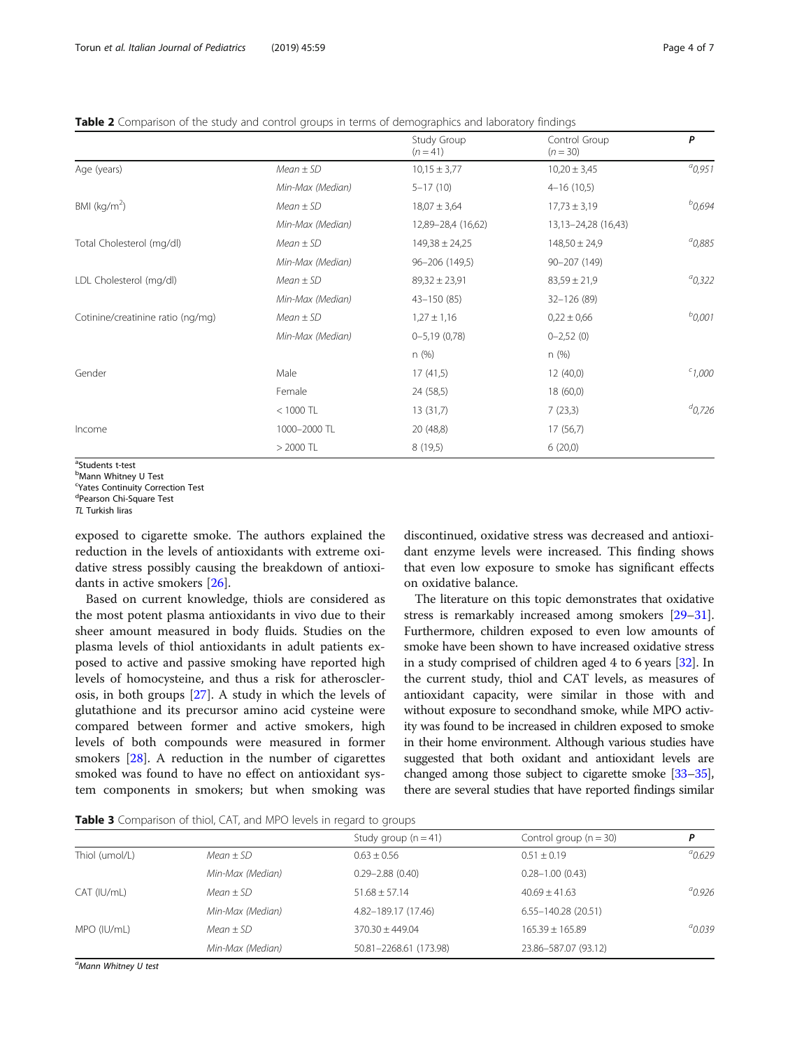**Table 2** Comparison of the study and control groups in terms of demographics and laboratory findings

| | | Study Group ($n = 41$) | Control Group ($n = 30$) | *P* |
|---|---|---|---|---|
| Age (years) | *Mean ± SD* | 10,15 ± 3,77 | 10,20 ± 3,45 | [a]0,951 |
| | *Min-Max (Median)* | 5–17 (10) | 4–16 (10,5) | |
| BMI (kg/m$^2$) | *Mean ± SD* | 18,07 ± 3,64 | 17,73 ± 3,19 | [b]0,694 |
| | *Min-Max (Median)* | 12,89–28,4 (16,62) | 13,13–24,28 (16,43) | |
| Total Cholesterol (mg/dl) | *Mean ± SD* | 149,38 ± 24,25 | 148,50 ± 24,9 | [a]0,885 |
| | *Min-Max (Median)* | 96–206 (149,5) | 90–207 (149) | |
| LDL Cholesterol (mg/dl) | *Mean ± SD* | 89,32 ± 23,91 | 83,59 ± 21,9 | [a]0,322 |
| | *Min-Max (Median)* | 43–150 (85) | 32–126 (89) | |
| Cotinine/creatinine ratio (ng/mg) | *Mean ± SD* | 1,27 ± 1,16 | 0,22 ± 0,66 | [b]0,001 |
| | *Min-Max (Median)* | 0–5,19 (0,78) | 0–2,52 (0) | |
| | | n (%) | n (%) | |
| Gender | Male | 17 (41,5) | 12 (40,0) | [c]1,000 |
| | Female | 24 (58,5) | 18 (60,0) | |
| | < 1000 TL | 13 (31,7) | 7 (23,3) | [d]0,726 |
| Income | 1000–2000 TL | 20 (48,8) | 17 (56,7) | |
| | > 2000 TL | 8 (19,5) | 6 (20,0) | |

[a]Students t-test
[b]Mann Whitney U Test
[c]Yates Continuity Correction Test
[d]Pearson Chi-Square Test
*TL* Turkish liras

exposed to cigarette smoke. The authors explained the reduction in the levels of antioxidants with extreme oxidative stress possibly causing the breakdown of antioxidants in active smokers [26].

Based on current knowledge, thiols are considered as the most potent plasma antioxidants in vivo due to their sheer amount measured in body fluids. Studies on the plasma levels of thiol antioxidants in adult patients exposed to active and passive smoking have reported high levels of homocysteine, and thus a risk for atherosclerosis, in both groups [27]. A study in which the levels of glutathione and its precursor amino acid cysteine were compared between former and active smokers, high levels of both compounds were measured in former smokers [28]. A reduction in the number of cigarettes smoked was found to have no effect on antioxidant system components in smokers; but when smoking was discontinued, oxidative stress was decreased and antioxidant enzyme levels were increased. This finding shows that even low exposure to smoke has significant effects on oxidative balance.

The literature on this topic demonstrates that oxidative stress is remarkably increased among smokers [29–31]. Furthermore, children exposed to even low amounts of smoke have been shown to have increased oxidative stress in a study comprised of children aged 4 to 6 years [32]. In the current study, thiol and CAT levels, as measures of antioxidant capacity, were similar in those with and without exposure to secondhand smoke, while MPO activity was found to be increased in children exposed to smoke in their home environment. Although various studies have suggested that both oxidant and antioxidant levels are changed among those subject to cigarette smoke [33–35], there are several studies that have reported findings similar

**Table 3** Comparison of thiol, CAT, and MPO levels in regard to groups

| | | Study group ($n = 41$) | Control group ($n = 30$) | *P* |
|---|---|---|---|---|
| Thiol (umol/L) | *Mean ± SD* | 0.63 ± 0.56 | 0.51 ± 0.19 | [a]0.629 |
| | *Min-Max (Median)* | 0.29–2.88 (0.40) | 0.28–1.00 (0.43) | |
| CAT (IU/mL) | *Mean ± SD* | 51.68 ± 57.14 | 40.69 ± 41.63 | [a]0.926 |
| | *Min-Max (Median)* | 4.82–189.17 (17.46) | 6.55–140.28 (20.51) | |
| MPO (IU/mL) | *Mean ± SD* | 370.30 ± 449.04 | 165.39 ± 165.89 | [a]0.039 |
| | *Min-Max (Median)* | 50.81–2268.61 (173.98) | 23.86–587.07 (93.12) | |

[a]*Mann Whitney U test*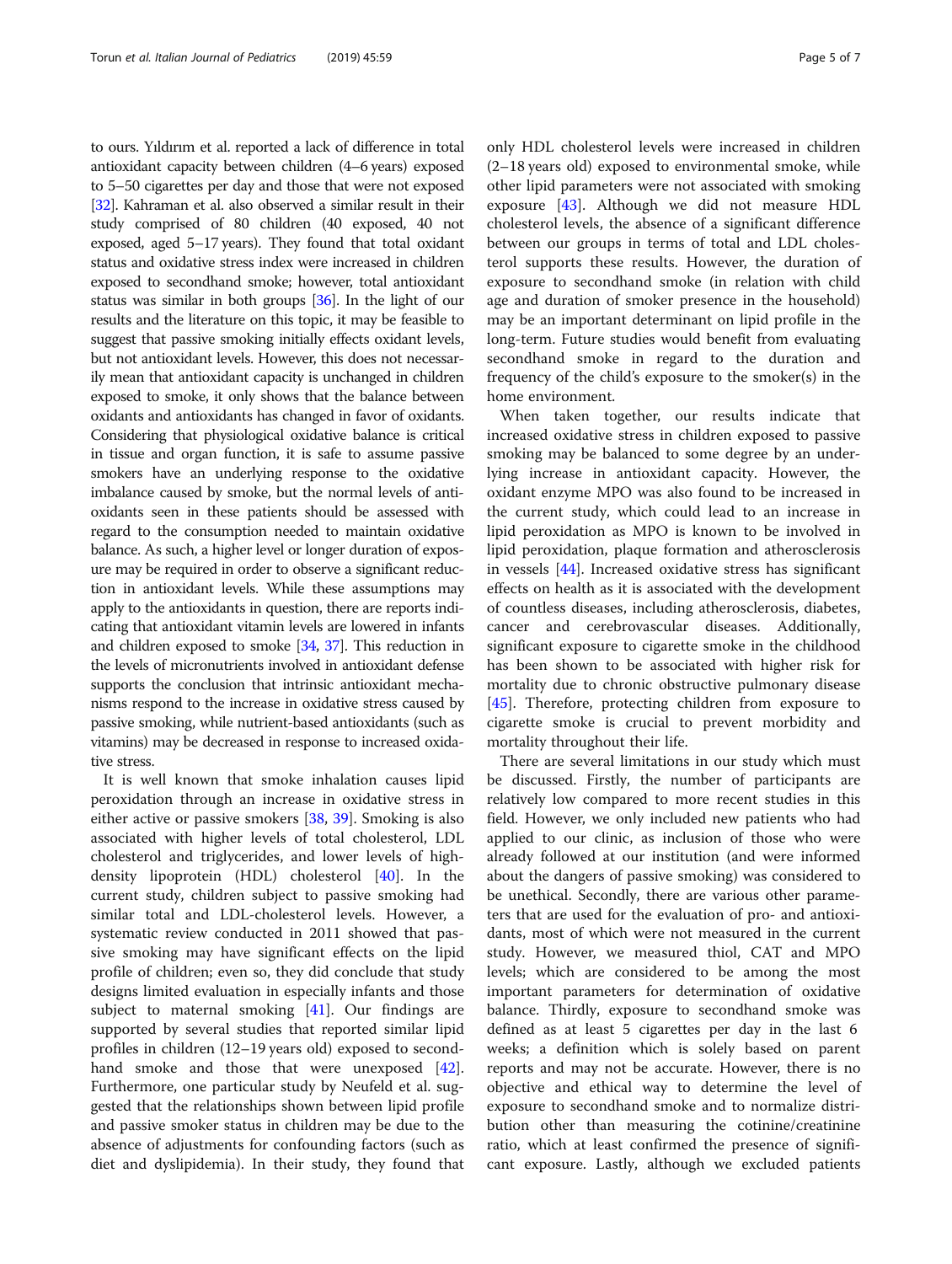to ours. Yıldırım et al. reported a lack of difference in total antioxidant capacity between children (4–6 years) exposed to 5–50 cigarettes per day and those that were not exposed [32]. Kahraman et al. also observed a similar result in their study comprised of 80 children (40 exposed, 40 not exposed, aged 5–17 years). They found that total oxidant status and oxidative stress index were increased in children exposed to secondhand smoke; however, total antioxidant status was similar in both groups [36]. In the light of our results and the literature on this topic, it may be feasible to suggest that passive smoking initially effects oxidant levels, but not antioxidant levels. However, this does not necessarily mean that antioxidant capacity is unchanged in children exposed to smoke, it only shows that the balance between oxidants and antioxidants has changed in favor of oxidants. Considering that physiological oxidative balance is critical in tissue and organ function, it is safe to assume passive smokers have an underlying response to the oxidative imbalance caused by smoke, but the normal levels of antioxidants seen in these patients should be assessed with regard to the consumption needed to maintain oxidative balance. As such, a higher level or longer duration of exposure may be required in order to observe a significant reduction in antioxidant levels. While these assumptions may apply to the antioxidants in question, there are reports indicating that antioxidant vitamin levels are lowered in infants and children exposed to smoke [34, 37]. This reduction in the levels of micronutrients involved in antioxidant defense supports the conclusion that intrinsic antioxidant mechanisms respond to the increase in oxidative stress caused by passive smoking, while nutrient-based antioxidants (such as vitamins) may be decreased in response to increased oxidative stress.

It is well known that smoke inhalation causes lipid peroxidation through an increase in oxidative stress in either active or passive smokers [38, 39]. Smoking is also associated with higher levels of total cholesterol, LDL cholesterol and triglycerides, and lower levels of high-density lipoprotein (HDL) cholesterol [40]. In the current study, children subject to passive smoking had similar total and LDL-cholesterol levels. However, a systematic review conducted in 2011 showed that passive smoking may have significant effects on the lipid profile of children; even so, they did conclude that study designs limited evaluation in especially infants and those subject to maternal smoking [41]. Our findings are supported by several studies that reported similar lipid profiles in children (12–19 years old) exposed to secondhand smoke and those that were unexposed [42]. Furthermore, one particular study by Neufeld et al. suggested that the relationships shown between lipid profile and passive smoker status in children may be due to the absence of adjustments for confounding factors (such as diet and dyslipidemia). In their study, they found that only HDL cholesterol levels were increased in children (2–18 years old) exposed to environmental smoke, while other lipid parameters were not associated with smoking exposure [43]. Although we did not measure HDL cholesterol levels, the absence of a significant difference between our groups in terms of total and LDL cholesterol supports these results. However, the duration of exposure to secondhand smoke (in relation with child age and duration of smoker presence in the household) may be an important determinant on lipid profile in the long-term. Future studies would benefit from evaluating secondhand smoke in regard to the duration and frequency of the child's exposure to the smoker(s) in the home environment.

When taken together, our results indicate that increased oxidative stress in children exposed to passive smoking may be balanced to some degree by an underlying increase in antioxidant capacity. However, the oxidant enzyme MPO was also found to be increased in the current study, which could lead to an increase in lipid peroxidation as MPO is known to be involved in lipid peroxidation, plaque formation and atherosclerosis in vessels [44]. Increased oxidative stress has significant effects on health as it is associated with the development of countless diseases, including atherosclerosis, diabetes, cancer and cerebrovascular diseases. Additionally, significant exposure to cigarette smoke in the childhood has been shown to be associated with higher risk for mortality due to chronic obstructive pulmonary disease [45]. Therefore, protecting children from exposure to cigarette smoke is crucial to prevent morbidity and mortality throughout their life.

There are several limitations in our study which must be discussed. Firstly, the number of participants are relatively low compared to more recent studies in this field. However, we only included new patients who had applied to our clinic, as inclusion of those who were already followed at our institution (and were informed about the dangers of passive smoking) was considered to be unethical. Secondly, there are various other parameters that are used for the evaluation of pro- and antioxidants, most of which were not measured in the current study. However, we measured thiol, CAT and MPO levels; which are considered to be among the most important parameters for determination of oxidative balance. Thirdly, exposure to secondhand smoke was defined as at least 5 cigarettes per day in the last 6 weeks; a definition which is solely based on parent reports and may not be accurate. However, there is no objective and ethical way to determine the level of exposure to secondhand smoke and to normalize distribution other than measuring the cotinine/creatinine ratio, which at least confirmed the presence of significant exposure. Lastly, although we excluded patients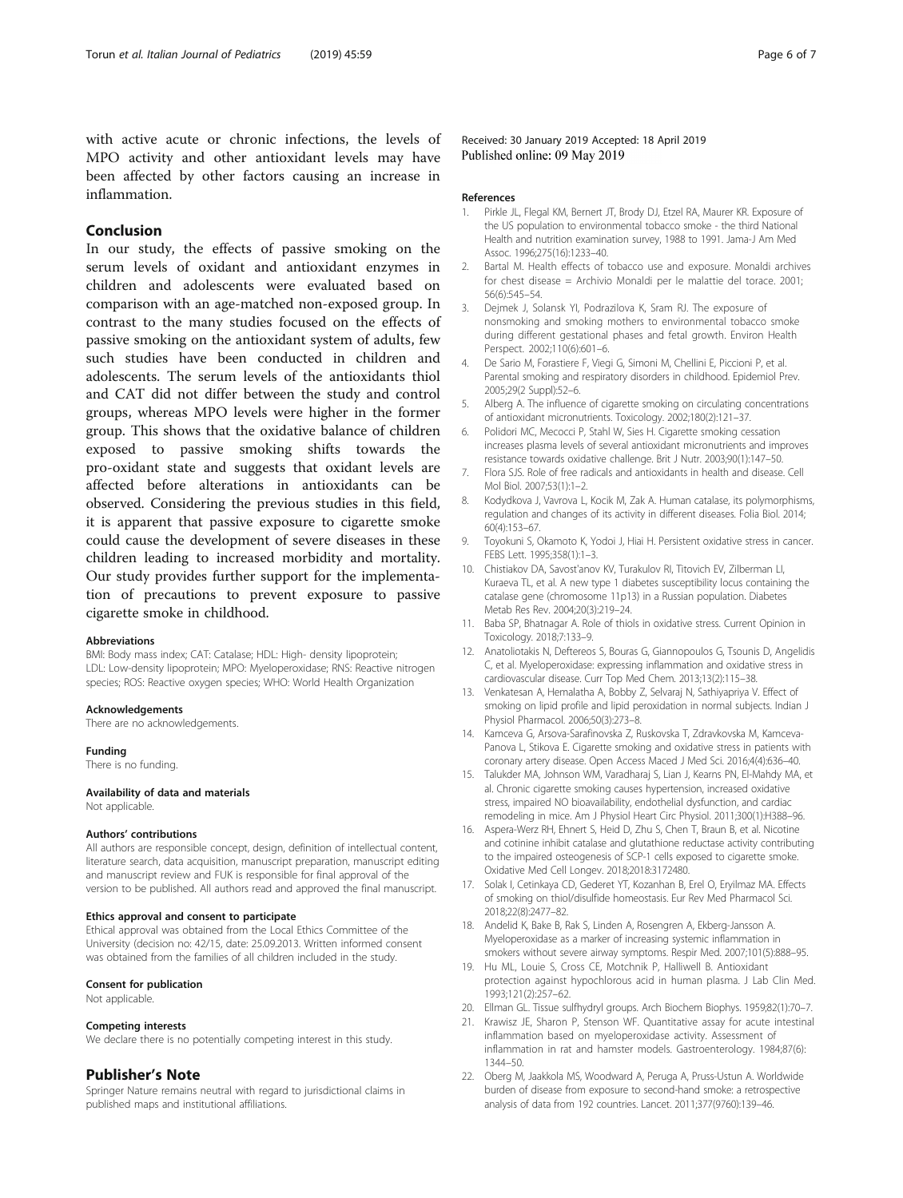with active acute or chronic infections, the levels of MPO activity and other antioxidant levels may have been affected by other factors causing an increase in inflammation.

## Conclusion

In our study, the effects of passive smoking on the serum levels of oxidant and antioxidant enzymes in children and adolescents were evaluated based on comparison with an age-matched non-exposed group. In contrast to the many studies focused on the effects of passive smoking on the antioxidant system of adults, few such studies have been conducted in children and adolescents. The serum levels of the antioxidants thiol and CAT did not differ between the study and control groups, whereas MPO levels were higher in the former group. This shows that the oxidative balance of children exposed to passive smoking shifts towards the pro-oxidant state and suggests that oxidant levels are affected before alterations in antioxidants can be observed. Considering the previous studies in this field, it is apparent that passive exposure to cigarette smoke could cause the development of severe diseases in these children leading to increased morbidity and mortality. Our study provides further support for the implementation of precautions to prevent exposure to passive cigarette smoke in childhood.

#### Abbreviations

BMI: Body mass index; CAT: Catalase; HDL: High- density lipoprotein; LDL: Low-density lipoprotein; MPO: Myeloperoxidase; RNS: Reactive nitrogen species; ROS: Reactive oxygen species; WHO: World Health Organization

#### Acknowledgements

There are no acknowledgements.

#### Funding

There is no funding.

#### Availability of data and materials

Not applicable.

#### Authors' contributions

All authors are responsible concept, design, definition of intellectual content, literature search, data acquisition, manuscript preparation, manuscript editing and manuscript review and FUK is responsible for final approval of the version to be published. All authors read and approved the final manuscript.

#### Ethics approval and consent to participate

Ethical approval was obtained from the Local Ethics Committee of the University (decision no: 42/15, date: 25.09.2013. Written informed consent was obtained from the families of all children included in the study.

#### Consent for publication

Not applicable.

#### Competing interests

We declare there is no potentially competing interest in this study.

## Publisher's Note

Springer Nature remains neutral with regard to jurisdictional claims in published maps and institutional affiliations.

Received: 30 January 2019 Accepted: 18 April 2019
Published online: 09 May 2019

#### References

1. Pirkle JL, Flegal KM, Bernert JT, Brody DJ, Etzel RA, Maurer KR. Exposure of the US population to environmental tobacco smoke - the third National Health and nutrition examination survey, 1988 to 1991. Jama-J Am Med Assoc. 1996;275(16):1233–40.
2. Bartal M. Health effects of tobacco use and exposure. Monaldi archives for chest disease = Archivio Monaldi per le malattie del torace. 2001; 56(6):545–54.
3. Dejmek J, Solansk YI, Podrazilova K, Sram RJ. The exposure of nonsmoking and smoking mothers to environmental tobacco smoke during different gestational phases and fetal growth. Environ Health Perspect. 2002;110(6):601–6.
4. De Sario M, Forastiere F, Viegi G, Simoni M, Chellini E, Piccioni P, et al. Parental smoking and respiratory disorders in childhood. Epidemiol Prev. 2005;29(2 Suppl):52–6.
5. Alberg A. The influence of cigarette smoking on circulating concentrations of antioxidant micronutrients. Toxicology. 2002;180(2):121–37.
6. Polidori MC, Mecocci P, Stahl W, Sies H. Cigarette smoking cessation increases plasma levels of several antioxidant micronutrients and improves resistance towards oxidative challenge. Brit J Nutr. 2003;90(1):147–50.
7. Flora SJS. Role of free radicals and antioxidants in health and disease. Cell Mol Biol. 2007;53(1):1–2.
8. Kodydkova J, Vavrova L, Kocik M, Zak A. Human catalase, its polymorphisms, regulation and changes of its activity in different diseases. Folia Biol. 2014; 60(4):153–67.
9. Toyokuni S, Okamoto K, Yodoi J, Hiai H. Persistent oxidative stress in cancer. FEBS Lett. 1995;358(1):1–3.
10. Chistiakov DA, Savost'anov KV, Turakulov RI, Titovich EV, Zilberman LI, Kuraeva TL, et al. A new type 1 diabetes susceptibility locus containing the catalase gene (chromosome 11p13) in a Russian population. Diabetes Metab Res Rev. 2004;20(3):219–24.
11. Baba SP, Bhatnagar A. Role of thiols in oxidative stress. Current Opinion in Toxicology. 2018;7:133–9.
12. Anatoliotakis N, Deftereos S, Bouras G, Giannopoulos G, Tsounis D, Angelidis C, et al. Myeloperoxidase: expressing inflammation and oxidative stress in cardiovascular disease. Curr Top Med Chem. 2013;13(2):115–38.
13. Venkatesan A, Hemalatha A, Bobby Z, Selvaraj N, Sathiyapriya V. Effect of smoking on lipid profile and lipid peroxidation in normal subjects. Indian J Physiol Pharmacol. 2006;50(3):273–8.
14. Kamceva G, Arsova-Sarafinovska Z, Ruskovska T, Zdravkovska M, Kamceva-Panova L, Stikova E. Cigarette smoking and oxidative stress in patients with coronary artery disease. Open Access Maced J Med Sci. 2016;4(4):636–40.
15. Talukder MA, Johnson WM, Varadharaj S, Lian J, Kearns PN, El-Mahdy MA, et al. Chronic cigarette smoking causes hypertension, increased oxidative stress, impaired NO bioavailability, endothelial dysfunction, and cardiac remodeling in mice. Am J Physiol Heart Circ Physiol. 2011;300(1):H388–96.
16. Aspera-Werz RH, Ehnert S, Heid D, Zhu S, Chen T, Braun B, et al. Nicotine and cotinine inhibit catalase and glutathione reductase activity contributing to the impaired osteogenesis of SCP-1 cells exposed to cigarette smoke. Oxidative Med Cell Longev. 2018;2018:3172480.
17. Solak I, Cetinkaya CD, Gederet YT, Kozanhan B, Erel O, Eryilmaz MA. Effects of smoking on thiol/disulfide homeostasis. Eur Rev Med Pharmacol Sci. 2018;22(8):2477–82.
18. Andelid K, Bake B, Rak S, Linden A, Rosengren A, Ekberg-Jansson A. Myeloperoxidase as a marker of increasing systemic inflammation in smokers without severe airway symptoms. Respir Med. 2007;101(5):888–95.
19. Hu ML, Louie S, Cross CE, Motchnik P, Halliwell B. Antioxidant protection against hypochlorous acid in human plasma. J Lab Clin Med. 1993;121(2):257–62.
20. Ellman GL. Tissue sulfhydryl groups. Arch Biochem Biophys. 1959;82(1):70–7.
21. Krawisz JE, Sharon P, Stenson WF. Quantitative assay for acute intestinal inflammation based on myeloperoxidase activity. Assessment of inflammation in rat and hamster models. Gastroenterology. 1984;87(6): 1344–50.
22. Oberg M, Jaakkola MS, Woodward A, Peruga A, Pruss-Ustun A. Worldwide burden of disease from exposure to second-hand smoke: a retrospective analysis of data from 192 countries. Lancet. 2011;377(9760):139–46.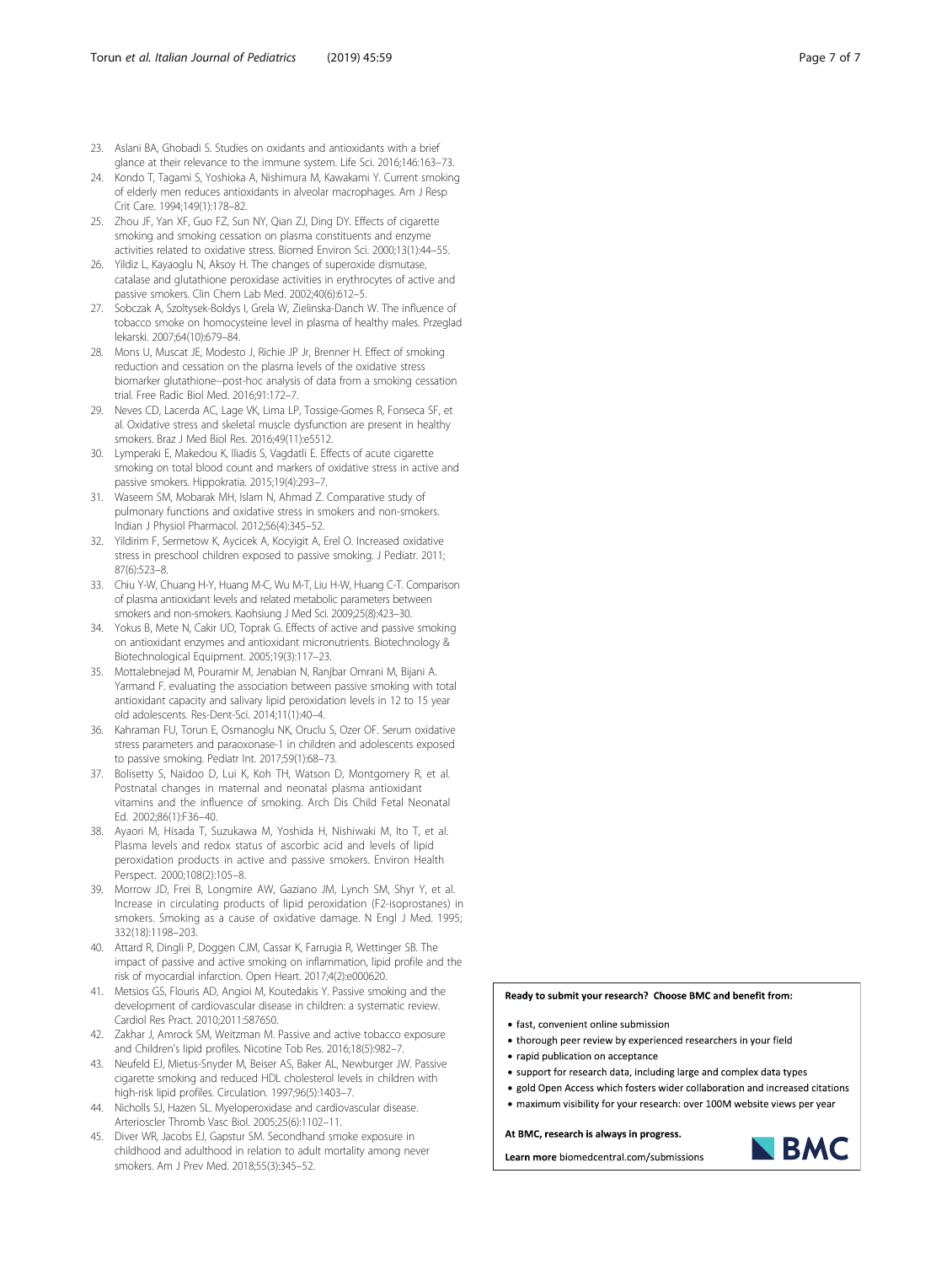23. Aslani BA, Ghobadi S. Studies on oxidants and antioxidants with a brief glance at their relevance to the immune system. Life Sci. 2016;146:163–73.
24. Kondo T, Tagami S, Yoshioka A, Nishimura M, Kawakami Y. Current smoking of elderly men reduces antioxidants in alveolar macrophages. Am J Resp Crit Care. 1994;149(1):178–82.
25. Zhou JF, Yan XF, Guo FZ, Sun NY, Qian ZJ, Ding DY. Effects of cigarette smoking and smoking cessation on plasma constituents and enzyme activities related to oxidative stress. Biomed Environ Sci. 2000;13(1):44–55.
26. Yildiz L, Kayaoglu N, Aksoy H. The changes of superoxide dismutase, catalase and glutathione peroxidase activities in erythrocytes of active and passive smokers. Clin Chem Lab Med. 2002;40(6):612–5.
27. Sobczak A, Szoltysek-Boldys I, Grela W, Zielinska-Danch W. The influence of tobacco smoke on homocysteine level in plasma of healthy males. Przeglad lekarski. 2007;64(10):679–84.
28. Mons U, Muscat JE, Modesto J, Richie JP Jr, Brenner H. Effect of smoking reduction and cessation on the plasma levels of the oxidative stress biomarker glutathione--post-hoc analysis of data from a smoking cessation trial. Free Radic Biol Med. 2016;91:172–7.
29. Neves CD, Lacerda AC, Lage VK, Lima LP, Tossige-Gomes R, Fonseca SF, et al. Oxidative stress and skeletal muscle dysfunction are present in healthy smokers. Braz J Med Biol Res. 2016;49(11):e5512.
30. Lymperaki E, Makedou K, Iliadis S, Vagdatli E. Effects of acute cigarette smoking on total blood count and markers of oxidative stress in active and passive smokers. Hippokratia. 2015;19(4):293–7.
31. Waseem SM, Mobarak MH, Islam N, Ahmad Z. Comparative study of pulmonary functions and oxidative stress in smokers and non-smokers. Indian J Physiol Pharmacol. 2012;56(4):345–52.
32. Yildirim F, Sermetow K, Aycicek A, Kocyigit A, Erel O. Increased oxidative stress in preschool children exposed to passive smoking. J Pediatr. 2011; 87(6):523–8.
33. Chiu Y-W, Chuang H-Y, Huang M-C, Wu M-T, Liu H-W, Huang C-T. Comparison of plasma antioxidant levels and related metabolic parameters between smokers and non-smokers. Kaohsiung J Med Sci. 2009;25(8):423–30.
34. Yokus B, Mete N, Cakir UD, Toprak G. Effects of active and passive smoking on antioxidant enzymes and antioxidant micronutrients. Biotechnology & Biotechnological Equipment. 2005;19(3):117–23.
35. Mottalebnejad M, Pouramir M, Jenabian N, Ranjbar Omrani M, Bijani A. Yarmand F. evaluating the association between passive smoking with total antioxidant capacity and salivary lipid peroxidation levels in 12 to 15 year old adolescents. Res-Dent-Sci. 2014;11(1):40–4.
36. Kahraman FU, Torun E, Osmanoglu NK, Oruclu S, Ozer OF. Serum oxidative stress parameters and paraoxonase-1 in children and adolescents exposed to passive smoking. Pediatr Int. 2017;59(1):68–73.
37. Bolisetty S, Naidoo D, Lui K, Koh TH, Watson D, Montgomery R, et al. Postnatal changes in maternal and neonatal plasma antioxidant vitamins and the influence of smoking. Arch Dis Child Fetal Neonatal Ed. 2002;86(1):F36–40.
38. Ayaori M, Hisada T, Suzukawa M, Yoshida H, Nishiwaki M, Ito T, et al. Plasma levels and redox status of ascorbic acid and levels of lipid peroxidation products in active and passive smokers. Environ Health Perspect. 2000;108(2):105–8.
39. Morrow JD, Frei B, Longmire AW, Gaziano JM, Lynch SM, Shyr Y, et al. Increase in circulating products of lipid peroxidation (F2-isoprostanes) in smokers. Smoking as a cause of oxidative damage. N Engl J Med. 1995; 332(18):1198–203.
40. Attard R, Dingli P, Doggen CJM, Cassar K, Farrugia R, Wettinger SB. The impact of passive and active smoking on inflammation, lipid profile and the risk of myocardial infarction. Open Heart. 2017;4(2):e000620.
41. Metsios GS, Flouris AD, Angioi M, Koutedakis Y. Passive smoking and the development of cardiovascular disease in children: a systematic review. Cardiol Res Pract. 2010;2011:587650.
42. Zakhar J, Amrock SM, Weitzman M. Passive and active tobacco exposure and Children's lipid profiles. Nicotine Tob Res. 2016;18(5):982–7.
43. Neufeld EJ, Mietus-Snyder M, Beiser AS, Baker AL, Newburger JW. Passive cigarette smoking and reduced HDL cholesterol levels in children with high-risk lipid profiles. Circulation. 1997;96(5):1403–7.
44. Nicholls SJ, Hazen SL. Myeloperoxidase and cardiovascular disease. Arterioscler Thromb Vasc Biol. 2005;25(6):1102–11.
45. Diver WR, Jacobs EJ, Gapstur SM. Secondhand smoke exposure in childhood and adulthood in relation to adult mortality among never smokers. Am J Prev Med. 2018;55(3):345–52.

**Ready to submit your research? Choose BMC and benefit from:**

- fast, convenient online submission
- thorough peer review by experienced researchers in your field
- rapid publication on acceptance
- support for research data, including large and complex data types
- gold Open Access which fosters wider collaboration and increased citations
- maximum visibility for your research: over 100M website views per year

**At BMC, research is always in progress.**

**Learn more** biomedcentral.com/submissions

BMC